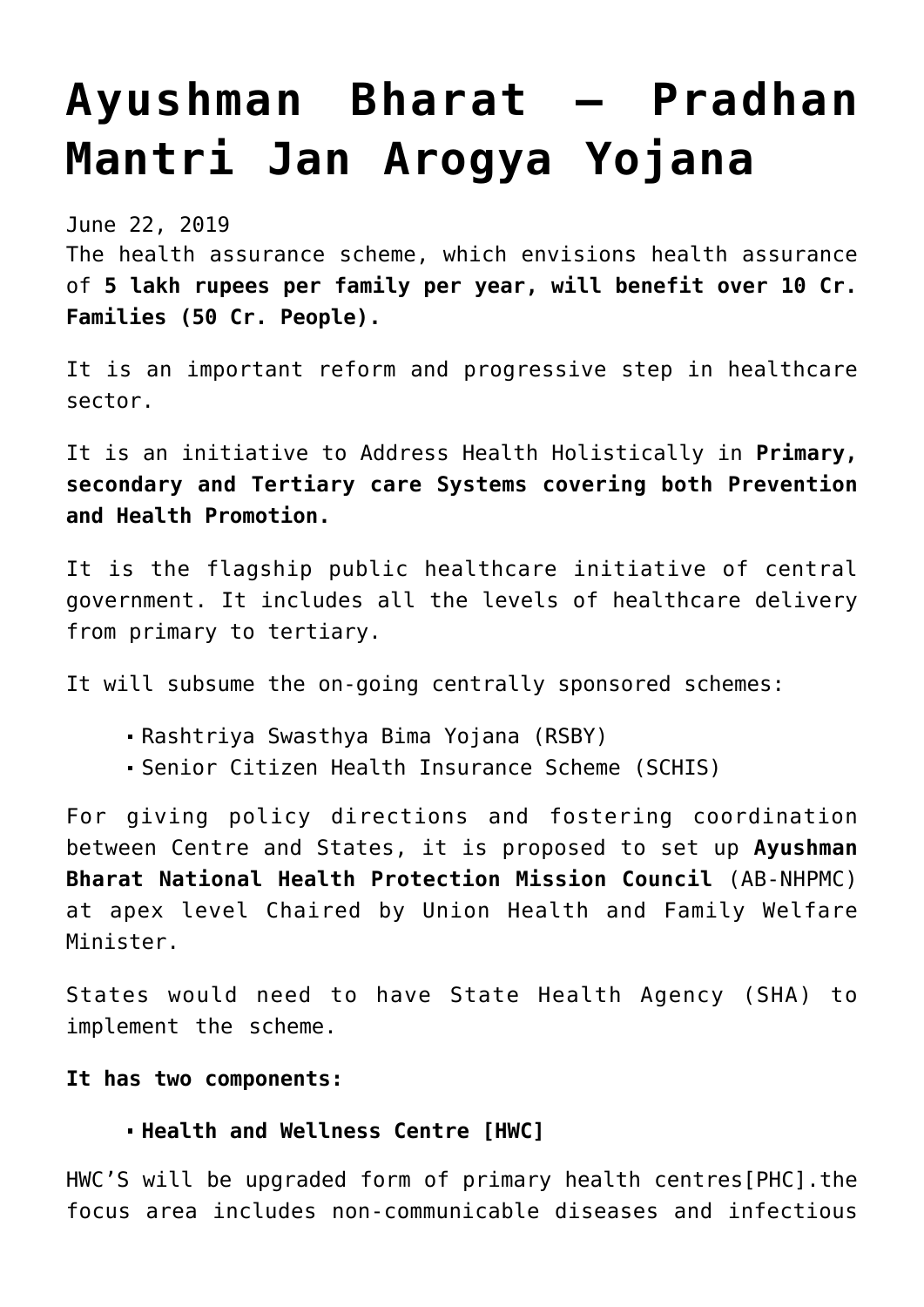# Ayushman Bharat – Pradhan Mantri Jan Arogya Yojana

June 22, 2019

The health assurance scheme, which envisions health assurance of **5 lakh rupees per family per year, will benefit over 10 Cr. Families (50 Cr. People).**

It is an important reform and progressive step in healthcare sector.

It is an initiative to Address Health Holistically in **Primary, secondary and Tertiary care Systems covering both Prevention and Health Promotion.**

It is the flagship public healthcare initiative of central government. It includes all the levels of healthcare delivery from primary to tertiary.

It will subsume the on-going centrally sponsored schemes:

- Rashtriya Swasthya Bima Yojana (RSBY)
- Senior Citizen Health Insurance Scheme (SCHIS)

For giving policy directions and fostering coordination between Centre and States, it is proposed to set up **Ayushman Bharat National Health Protection Mission Council** (AB-NHPMC) at apex level Chaired by Union Health and Family Welfare Minister.

States would need to have State Health Agency (SHA) to implement the scheme.

**It has two components:**

- **Health and Wellness Centre [HWC]**

HWC'S will be upgraded form of primary health centres[PHC].the focus area includes non-communicable diseases and infectious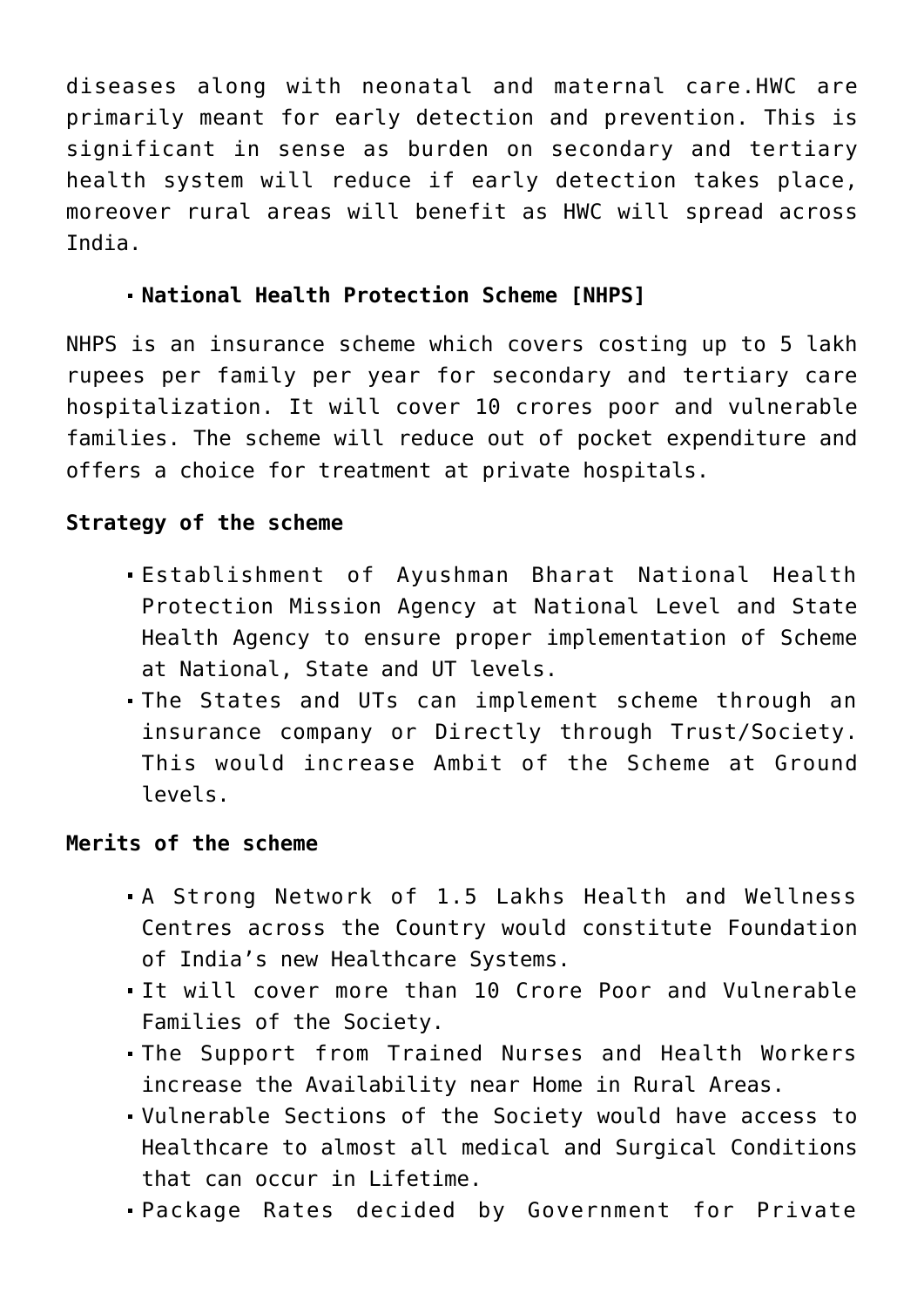diseases along with neonatal and maternal care.HWC are primarily meant for early detection and prevention. This is significant in sense as burden on secondary and tertiary health system will reduce if early detection takes place, moreover rural areas will benefit as HWC will spread across India.

- **National Health Protection Scheme [NHPS]**

NHPS is an insurance scheme which covers costing up to 5 lakh rupees per family per year for secondary and tertiary care hospitalization. It will cover 10 crores poor and vulnerable families. The scheme will reduce out of pocket expenditure and offers a choice for treatment at private hospitals.

**Strategy of the scheme**

- Establishment of Ayushman Bharat National Health Protection Mission Agency at National Level and State Health Agency to ensure proper implementation of Scheme at National, State and UT levels.
- The States and UTs can implement scheme through an insurance company or Directly through Trust/Society. This would increase Ambit of the Scheme at Ground levels.

**Merits of the scheme**

- A Strong Network of 1.5 Lakhs Health and Wellness Centres across the Country would constitute Foundation of India's new Healthcare Systems.
- It will cover more than 10 Crore Poor and Vulnerable Families of the Society.
- The Support from Trained Nurses and Health Workers increase the Availability near Home in Rural Areas.
- Vulnerable Sections of the Society would have access to Healthcare to almost all medical and Surgical Conditions that can occur in Lifetime.
- Package Rates decided by Government for Private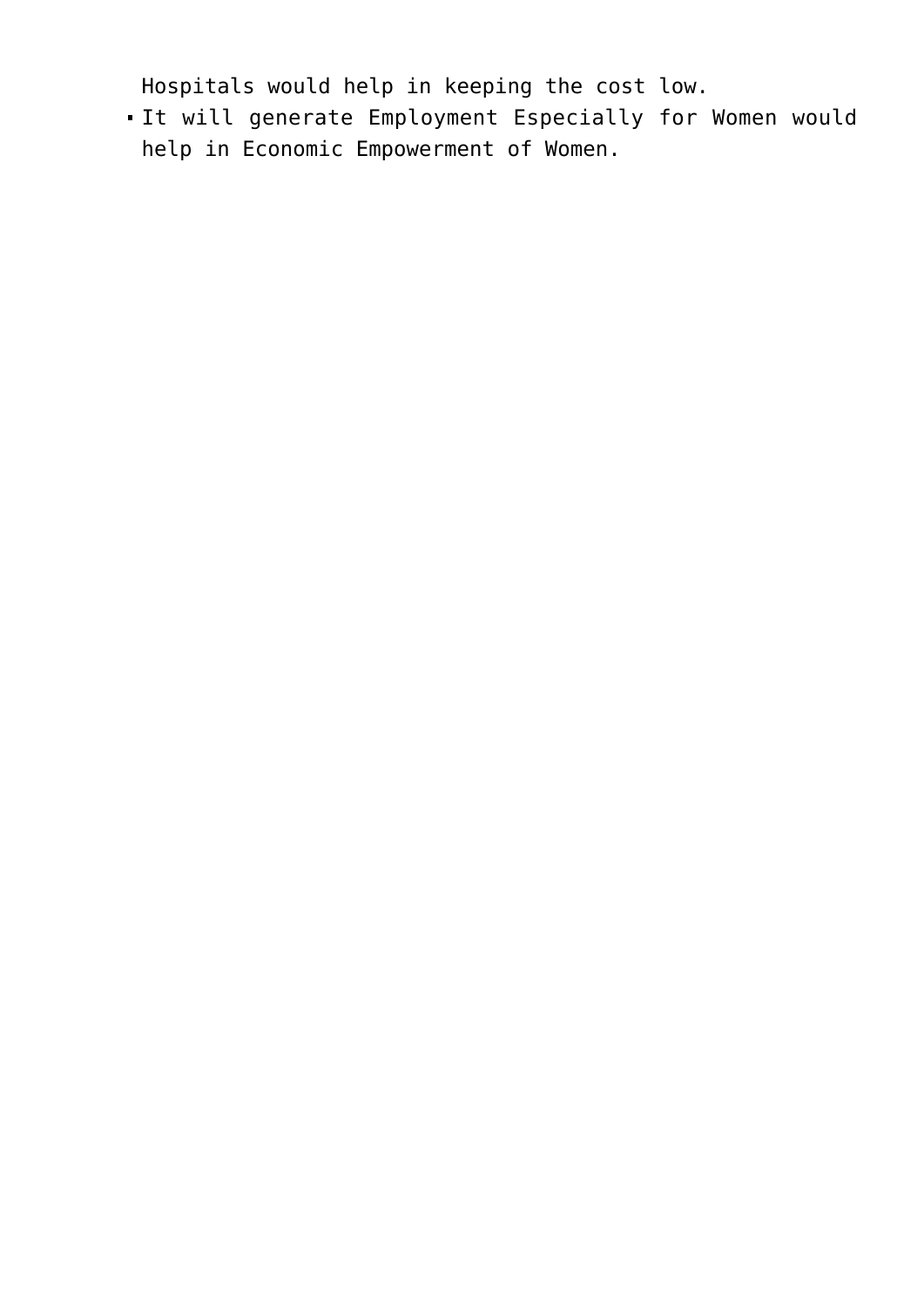Hospitals would help in keeping the cost low.

- It will generate Employment Especially for Women would help in Economic Empowerment of Women.